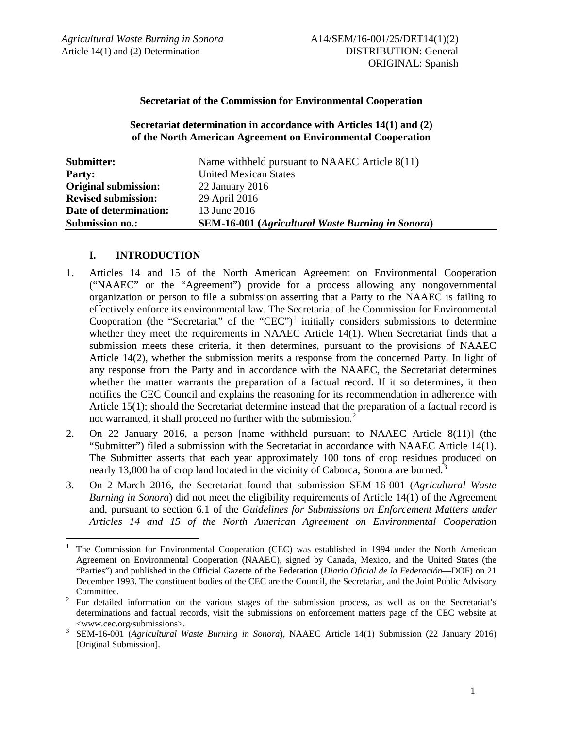Agricultural Waste Burning in Sonora
Article 14(1) and (2) Determination

A14/SEM/16-001/25/DET14(1)(2)
DISTRIBUTION: General
ORIGINAL: Spanish

**Secretariat of the Commission for Environmental Cooperation**

**Secretariat determination in accordance with Articles 14(1) and (2) of the North American Agreement on Environmental Cooperation**

| | |
|---|---|
| **Submitter:** | Name withheld pursuant to NAAEC Article 8(11) |
| **Party:** | United Mexican States |
| **Original submission:** | 22 January 2016 |
| **Revised submission:** | 29 April 2016 |
| **Date of determination:** | 13 June 2016 |
| **Submission no.:** | **SEM-16-001 (*Agricultural Waste Burning in Sonora*)** |

## I. INTRODUCTION

1. Articles 14 and 15 of the North American Agreement on Environmental Cooperation ("NAAEC" or the "Agreement") provide for a process allowing any nongovernmental organization or person to file a submission asserting that a Party to the NAAEC is failing to effectively enforce its environmental law. The Secretariat of the Commission for Environmental Cooperation (the "Secretariat" of the "CEC")[1] initially considers submissions to determine whether they meet the requirements in NAAEC Article 14(1). When Secretariat finds that a submission meets these criteria, it then determines, pursuant to the provisions of NAAEC Article 14(2), whether the submission merits a response from the concerned Party. In light of any response from the Party and in accordance with the NAAEC, the Secretariat determines whether the matter warrants the preparation of a factual record. If it so determines, it then notifies the CEC Council and explains the reasoning for its recommendation in adherence with Article 15(1); should the Secretariat determine instead that the preparation of a factual record is not warranted, it shall proceed no further with the submission.[2]

2. On 22 January 2016, a person [name withheld pursuant to NAAEC Article 8(11)] (the "Submitter") filed a submission with the Secretariat in accordance with NAAEC Article 14(1). The Submitter asserts that each year approximately 100 tons of crop residues produced on nearly 13,000 ha of crop land located in the vicinity of Caborca, Sonora are burned.[3]

3. On 2 March 2016, the Secretariat found that submission SEM-16-001 (*Agricultural Waste Burning in Sonora*) did not meet the eligibility requirements of Article 14(1) of the Agreement and, pursuant to section 6.1 of the *Guidelines for Submissions on Enforcement Matters under Articles 14 and 15 of the North American Agreement on Environmental Cooperation*

---

[1] The Commission for Environmental Cooperation (CEC) was established in 1994 under the North American Agreement on Environmental Cooperation (NAAEC), signed by Canada, Mexico, and the United States (the "Parties") and published in the Official Gazette of the Federation (*Diario Oficial de la Federación*—DOF) on 21 December 1993. The constituent bodies of the CEC are the Council, the Secretariat, and the Joint Public Advisory Committee.

[2] For detailed information on the various stages of the submission process, as well as on the Secretariat's determinations and factual records, visit the submissions on enforcement matters page of the CEC website at <www.cec.org/submissions>.

[3] SEM-16-001 (*Agricultural Waste Burning in Sonora*), NAAEC Article 14(1) Submission (22 January 2016) [Original Submission].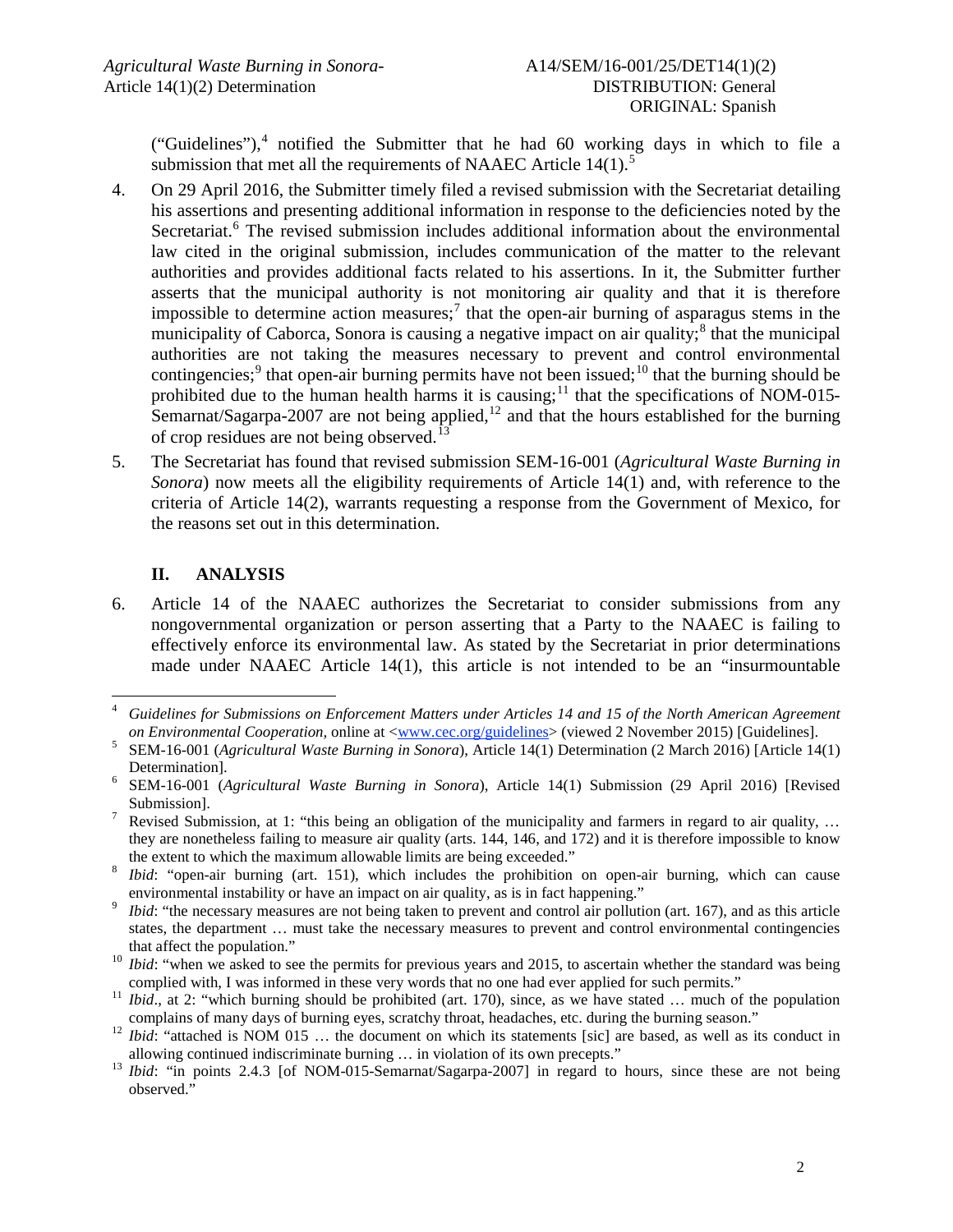("Guidelines"),[4] notified the Submitter that he had 60 working days in which to file a submission that met all the requirements of NAAEC Article 14(1).[5]

4. On 29 April 2016, the Submitter timely filed a revised submission with the Secretariat detailing his assertions and presenting additional information in response to the deficiencies noted by the Secretariat.[6] The revised submission includes additional information about the environmental law cited in the original submission, includes communication of the matter to the relevant authorities and provides additional facts related to his assertions. In it, the Submitter further asserts that the municipal authority is not monitoring air quality and that it is therefore impossible to determine action measures;[7] that the open-air burning of asparagus stems in the municipality of Caborca, Sonora is causing a negative impact on air quality;[8] that the municipal authorities are not taking the measures necessary to prevent and control environmental contingencies;[9] that open-air burning permits have not been issued;[10] that the burning should be prohibited due to the human health harms it is causing;[11] that the specifications of NOM-015-Semarnat/Sagarpa-2007 are not being applied,[12] and that the hours established for the burning of crop residues are not being observed.[13]

5. The Secretariat has found that revised submission SEM-16-001 (*Agricultural Waste Burning in Sonora*) now meets all the eligibility requirements of Article 14(1) and, with reference to the criteria of Article 14(2), warrants requesting a response from the Government of Mexico, for the reasons set out in this determination.

## II. ANALYSIS

6. Article 14 of the NAAEC authorizes the Secretariat to consider submissions from any nongovernmental organization or person asserting that a Party to the NAAEC is failing to effectively enforce its environmental law. As stated by the Secretariat in prior determinations made under NAAEC Article 14(1), this article is not intended to be an "insurmountable

---

[4] *Guidelines for Submissions on Enforcement Matters under Articles 14 and 15 of the North American Agreement on Environmental Cooperation*, online at <www.cec.org/guidelines> (viewed 2 November 2015) [Guidelines].

[5] SEM-16-001 (*Agricultural Waste Burning in Sonora*), Article 14(1) Determination (2 March 2016) [Article 14(1) Determination].

[6] SEM-16-001 (*Agricultural Waste Burning in Sonora*), Article 14(1) Submission (29 April 2016) [Revised Submission].

[7] Revised Submission, at 1: "this being an obligation of the municipality and farmers in regard to air quality, … they are nonetheless failing to measure air quality (arts. 144, 146, and 172) and it is therefore impossible to know the extent to which the maximum allowable limits are being exceeded."

[8] *Ibid*: "open-air burning (art. 151), which includes the prohibition on open-air burning, which can cause environmental instability or have an impact on air quality, as is in fact happening."

[9] *Ibid*: "the necessary measures are not being taken to prevent and control air pollution (art. 167), and as this article states, the department … must take the necessary measures to prevent and control environmental contingencies that affect the population."

[10] *Ibid*: "when we asked to see the permits for previous years and 2015, to ascertain whether the standard was being complied with, I was informed in these very words that no one had ever applied for such permits."

[11] *Ibid*., at 2: "which burning should be prohibited (art. 170), since, as we have stated … much of the population complains of many days of burning eyes, scratchy throat, headaches, etc. during the burning season."

[12] *Ibid*: "attached is NOM 015 … the document on which its statements [sic] are based, as well as its conduct in allowing continued indiscriminate burning … in violation of its own precepts."

[13] *Ibid*: "in points 2.4.3 [of NOM-015-Semarnat/Sagarpa-2007] in regard to hours, since these are not being observed."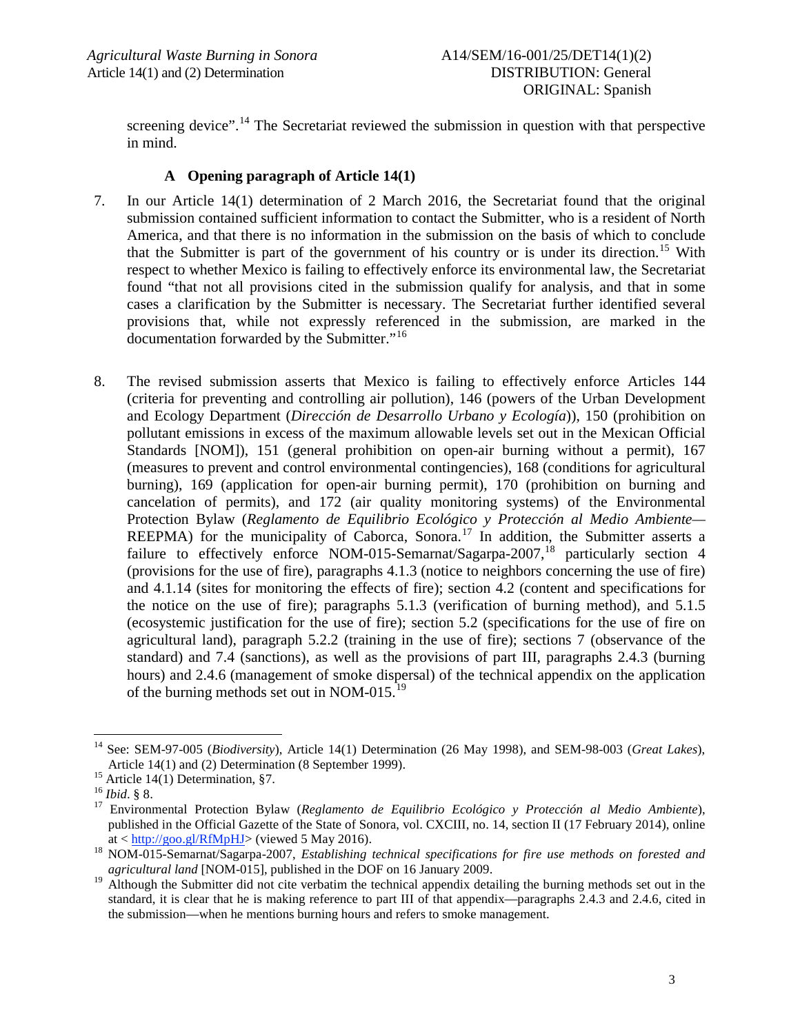screening device".[14] The Secretariat reviewed the submission in question with that perspective in mind.

### A Opening paragraph of Article 14(1)

7. In our Article 14(1) determination of 2 March 2016, the Secretariat found that the original submission contained sufficient information to contact the Submitter, who is a resident of North America, and that there is no information in the submission on the basis of which to conclude that the Submitter is part of the government of his country or is under its direction.[15] With respect to whether Mexico is failing to effectively enforce its environmental law, the Secretariat found "that not all provisions cited in the submission qualify for analysis, and that in some cases a clarification by the Submitter is necessary. The Secretariat further identified several provisions that, while not expressly referenced in the submission, are marked in the documentation forwarded by the Submitter."[16]

8. The revised submission asserts that Mexico is failing to effectively enforce Articles 144 (criteria for preventing and controlling air pollution), 146 (powers of the Urban Development and Ecology Department (*Dirección de Desarrollo Urbano y Ecología*)), 150 (prohibition on pollutant emissions in excess of the maximum allowable levels set out in the Mexican Official Standards [NOM]), 151 (general prohibition on open-air burning without a permit), 167 (measures to prevent and control environmental contingencies), 168 (conditions for agricultural burning), 169 (application for open-air burning permit), 170 (prohibition on burning and cancelation of permits), and 172 (air quality monitoring systems) of the Environmental Protection Bylaw (*Reglamento de Equilibrio Ecológico y Protección al Medio Ambiente*—REEPMA) for the municipality of Caborca, Sonora.[17] In addition, the Submitter asserts a failure to effectively enforce NOM-015-Semarnat/Sagarpa-2007,[18] particularly section 4 (provisions for the use of fire), paragraphs 4.1.3 (notice to neighbors concerning the use of fire) and 4.1.14 (sites for monitoring the effects of fire); section 4.2 (content and specifications for the notice on the use of fire); paragraphs 5.1.3 (verification of burning method), and 5.1.5 (ecosystemic justification for the use of fire); section 5.2 (specifications for the use of fire on agricultural land), paragraph 5.2.2 (training in the use of fire); sections 7 (observance of the standard) and 7.4 (sanctions), as well as the provisions of part III, paragraphs 2.4.3 (burning hours) and 2.4.6 (management of smoke dispersal) of the technical appendix on the application of the burning methods set out in NOM-015.[19]

---

[14] See: SEM-97-005 (*Biodiversity*), Article 14(1) Determination (26 May 1998), and SEM-98-003 (*Great Lakes*), Article 14(1) and (2) Determination (8 September 1999).

[15] Article 14(1) Determination, §7.

[16] *Ibid*. § 8.

[17] Environmental Protection Bylaw (*Reglamento de Equilibrio Ecológico y Protección al Medio Ambiente*), published in the Official Gazette of the State of Sonora, vol. CXCIII, no. 14, section II (17 February 2014), online at < http://goo.gl/RfMpHJ> (viewed 5 May 2016).

[18] NOM-015-Semarnat/Sagarpa-2007, *Establishing technical specifications for fire use methods on forested and agricultural land* [NOM-015], published in the DOF on 16 January 2009.

[19] Although the Submitter did not cite verbatim the technical appendix detailing the burning methods set out in the standard, it is clear that he is making reference to part III of that appendix—paragraphs 2.4.3 and 2.4.6, cited in the submission—when he mentions burning hours and refers to smoke management.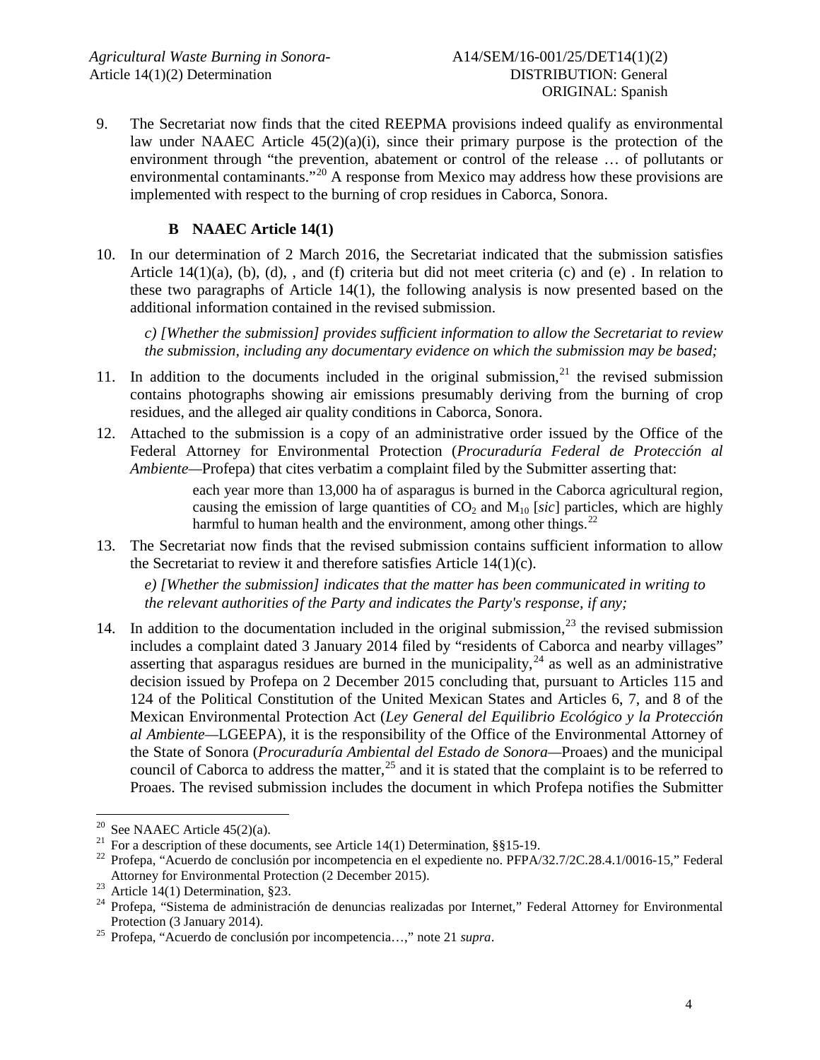9. The Secretariat now finds that the cited REEPMA provisions indeed qualify as environmental law under NAAEC Article 45(2)(a)(i), since their primary purpose is the protection of the environment through "the prevention, abatement or control of the release … of pollutants or environmental contaminants."[20] A response from Mexico may address how these provisions are implemented with respect to the burning of crop residues in Caborca, Sonora.

### B NAAEC Article 14(1)

10. In our determination of 2 March 2016, the Secretariat indicated that the submission satisfies Article 14(1)(a), (b), (d), , and (f) criteria but did not meet criteria (c) and (e) . In relation to these two paragraphs of Article 14(1), the following analysis is now presented based on the additional information contained in the revised submission.

*c) [Whether the submission] provides sufficient information to allow the Secretariat to review the submission, including any documentary evidence on which the submission may be based;*

11. In addition to the documents included in the original submission,[21] the revised submission contains photographs showing air emissions presumably deriving from the burning of crop residues, and the alleged air quality conditions in Caborca, Sonora.

12. Attached to the submission is a copy of an administrative order issued by the Office of the Federal Attorney for Environmental Protection (*Procuraduría Federal de Protección al Ambiente*—Profepa) that cites verbatim a complaint filed by the Submitter asserting that:

> each year more than 13,000 ha of asparagus is burned in the Caborca agricultural region, causing the emission of large quantities of $CO_2$ and $M_{10}$ [*sic*] particles, which are highly harmful to human health and the environment, among other things.[22]

13. The Secretariat now finds that the revised submission contains sufficient information to allow the Secretariat to review it and therefore satisfies Article 14(1)(c).

*e) [Whether the submission] indicates that the matter has been communicated in writing to the relevant authorities of the Party and indicates the Party's response, if any;*

14. In addition to the documentation included in the original submission,[23] the revised submission includes a complaint dated 3 January 2014 filed by "residents of Caborca and nearby villages" asserting that asparagus residues are burned in the municipality,[24] as well as an administrative decision issued by Profepa on 2 December 2015 concluding that, pursuant to Articles 115 and 124 of the Political Constitution of the United Mexican States and Articles 6, 7, and 8 of the Mexican Environmental Protection Act (*Ley General del Equilibrio Ecológico y la Protección al Ambiente*—LGEEPA), it is the responsibility of the Office of the Environmental Attorney of the State of Sonora (*Procuraduría Ambiental del Estado de Sonora*—Proaes) and the municipal council of Caborca to address the matter,[25] and it is stated that the complaint is to be referred to Proaes. The revised submission includes the document in which Profepa notifies the Submitter

---

[20] See NAAEC Article 45(2)(a).

[21] For a description of these documents, see Article 14(1) Determination, §§15-19.

[22] Profepa, "Acuerdo de conclusión por incompetencia en el expediente no. PFPA/32.7/2C.28.4.1/0016-15," Federal Attorney for Environmental Protection (2 December 2015).

[23] Article 14(1) Determination, §23.

[24] Profepa, "Sistema de administración de denuncias realizadas por Internet," Federal Attorney for Environmental Protection (3 January 2014).

[25] Profepa, "Acuerdo de conclusión por incompetencia…," note 21 *supra*.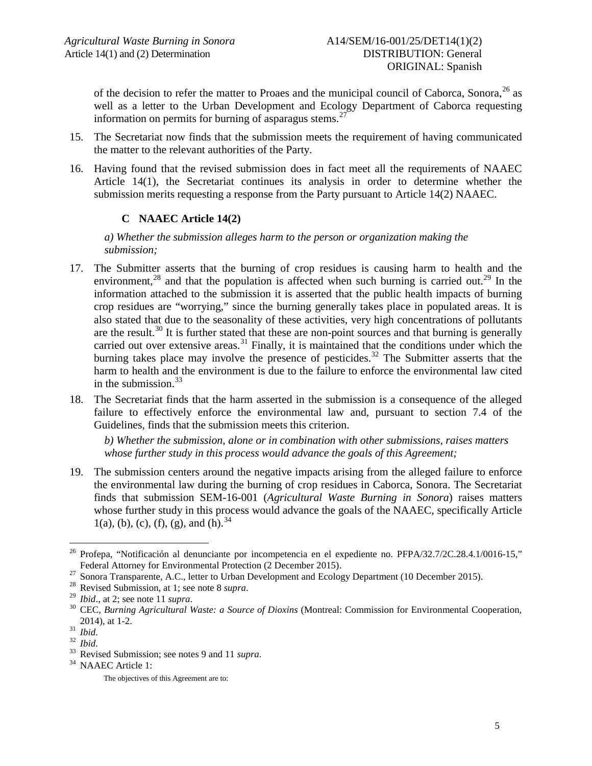of the decision to refer the matter to Proaes and the municipal council of Caborca, Sonora,[26] as well as a letter to the Urban Development and Ecology Department of Caborca requesting information on permits for burning of asparagus stems.[27]

15. The Secretariat now finds that the submission meets the requirement of having communicated the matter to the relevant authorities of the Party.

16. Having found that the revised submission does in fact meet all the requirements of NAAEC Article 14(1), the Secretariat continues its analysis in order to determine whether the submission merits requesting a response from the Party pursuant to Article 14(2) NAAEC.

### C NAAEC Article 14(2)

*a) Whether the submission alleges harm to the person or organization making the submission;*

17. The Submitter asserts that the burning of crop residues is causing harm to health and the environment,[28] and that the population is affected when such burning is carried out.[29] In the information attached to the submission it is asserted that the public health impacts of burning crop residues are "worrying," since the burning generally takes place in populated areas. It is also stated that due to the seasonality of these activities, very high concentrations of pollutants are the result.[30] It is further stated that these are non-point sources and that burning is generally carried out over extensive areas.[31] Finally, it is maintained that the conditions under which the burning takes place may involve the presence of pesticides.[32] The Submitter asserts that the harm to health and the environment is due to the failure to enforce the environmental law cited in the submission.[33]

18. The Secretariat finds that the harm asserted in the submission is a consequence of the alleged failure to effectively enforce the environmental law and, pursuant to section 7.4 of the Guidelines, finds that the submission meets this criterion.

*b) Whether the submission, alone or in combination with other submissions, raises matters whose further study in this process would advance the goals of this Agreement;*

19. The submission centers around the negative impacts arising from the alleged failure to enforce the environmental law during the burning of crop residues in Caborca, Sonora. The Secretariat finds that submission SEM-16-001 (*Agricultural Waste Burning in Sonora*) raises matters whose further study in this process would advance the goals of the NAAEC, specifically Article 1(a), (b), (c), (f), (g), and (h).[34]

---

[26] Profepa, "Notificación al denunciante por incompetencia en el expediente no. PFPA/32.7/2C.28.4.1/0016-15," Federal Attorney for Environmental Protection (2 December 2015).

[27] Sonora Transparente, A.C., letter to Urban Development and Ecology Department (10 December 2015).

[28] Revised Submission, at 1; see note 8 *supra*.

[29] *Ibid*., at 2; see note 11 *supra*.

[30] CEC, *Burning Agricultural Waste: a Source of Dioxins* (Montreal: Commission for Environmental Cooperation, 2014), at 1-2.

[31] *Ibid*.

[32] *Ibid*.

[33] Revised Submission; see notes 9 and 11 *supra*.

[34] NAAEC Article 1:

The objectives of this Agreement are to: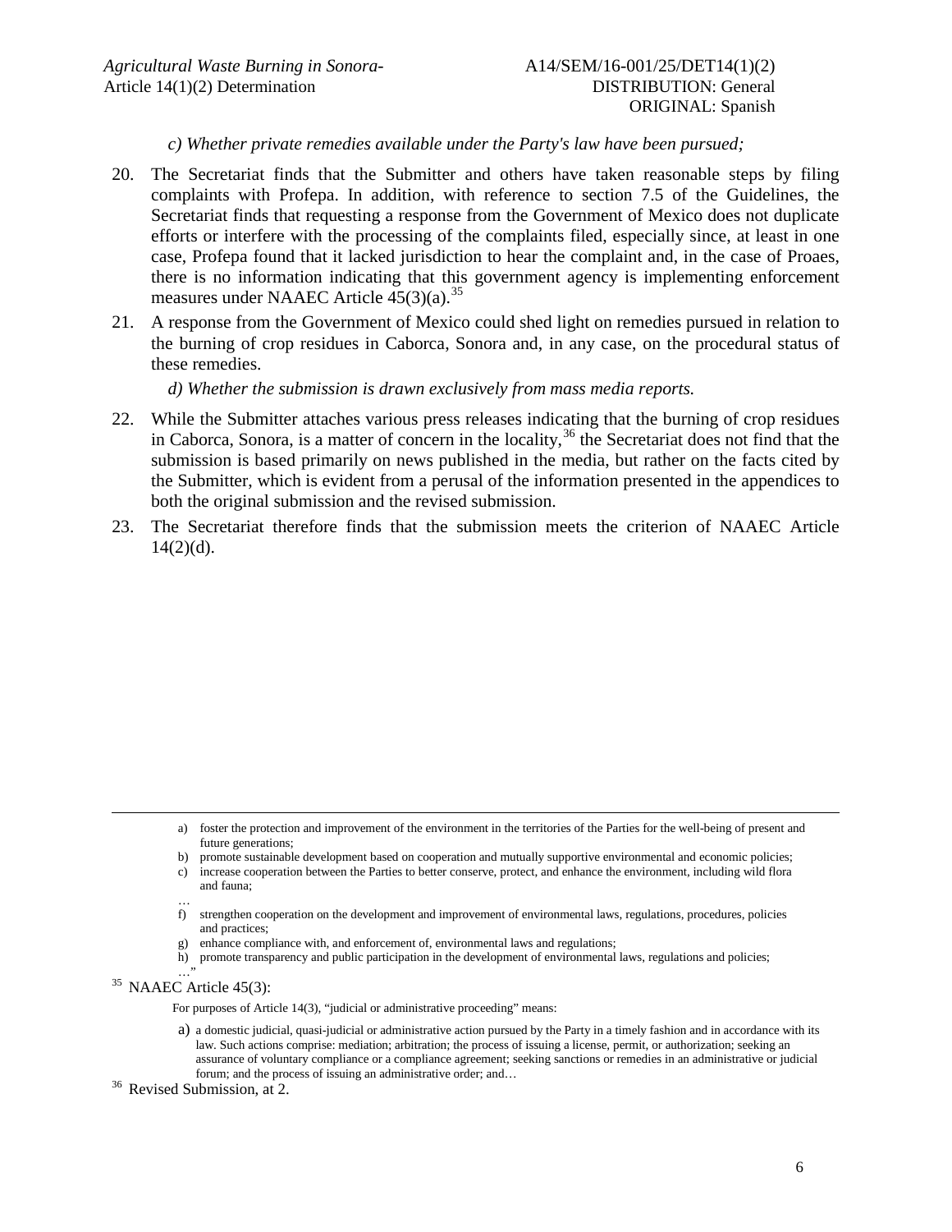*c) Whether private remedies available under the Party's law have been pursued;*

20. The Secretariat finds that the Submitter and others have taken reasonable steps by filing complaints with Profepa. In addition, with reference to section 7.5 of the Guidelines, the Secretariat finds that requesting a response from the Government of Mexico does not duplicate efforts or interfere with the processing of the complaints filed, especially since, at least in one case, Profepa found that it lacked jurisdiction to hear the complaint and, in the case of Proaes, there is no information indicating that this government agency is implementing enforcement measures under NAAEC Article 45(3)(a).[35]

21. A response from the Government of Mexico could shed light on remedies pursued in relation to the burning of crop residues in Caborca, Sonora and, in any case, on the procedural status of these remedies.

*d) Whether the submission is drawn exclusively from mass media reports.*

22. While the Submitter attaches various press releases indicating that the burning of crop residues in Caborca, Sonora, is a matter of concern in the locality,[36] the Secretariat does not find that the submission is based primarily on news published in the media, but rather on the facts cited by the Submitter, which is evident from a perusal of the information presented in the appendices to both the original submission and the revised submission.

23. The Secretariat therefore finds that the submission meets the criterion of NAAEC Article 14(2)(d).

---

a) foster the protection and improvement of the environment in the territories of the Parties for the well-being of present and future generations;
b) promote sustainable development based on cooperation and mutually supportive environmental and economic policies;
c) increase cooperation between the Parties to better conserve, protect, and enhance the environment, including wild flora and fauna;
…
f) strengthen cooperation on the development and improvement of environmental laws, regulations, procedures, policies and practices;
g) enhance compliance with, and enforcement of, environmental laws and regulations;
h) promote transparency and public participation in the development of environmental laws, regulations and policies;
…"

[35] NAAEC Article 45(3):

For purposes of Article 14(3), "judicial or administrative proceeding" means:

a) a domestic judicial, quasi-judicial or administrative action pursued by the Party in a timely fashion and in accordance with its law. Such actions comprise: mediation; arbitration; the process of issuing a license, permit, or authorization; seeking an assurance of voluntary compliance or a compliance agreement; seeking sanctions or remedies in an administrative or judicial forum; and the process of issuing an administrative order; and…

[36] Revised Submission, at 2.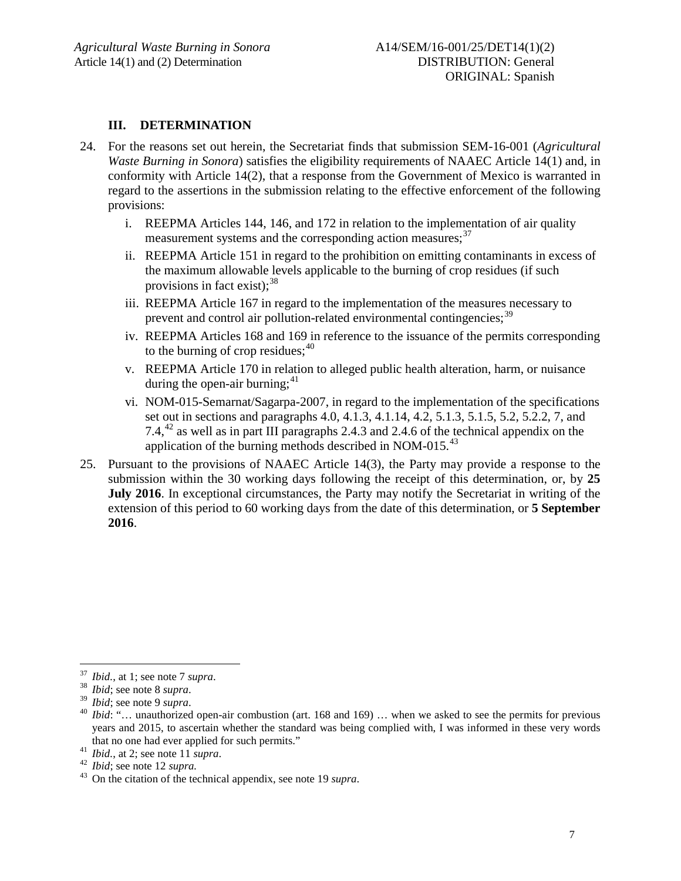## III. DETERMINATION

24. For the reasons set out herein, the Secretariat finds that submission SEM-16-001 (*Agricultural Waste Burning in Sonora*) satisfies the eligibility requirements of NAAEC Article 14(1) and, in conformity with Article 14(2), that a response from the Government of Mexico is warranted in regard to the assertions in the submission relating to the effective enforcement of the following provisions:

    i. REEPMA Articles 144, 146, and 172 in relation to the implementation of air quality measurement systems and the corresponding action measures;[37]

    ii. REEPMA Article 151 in regard to the prohibition on emitting contaminants in excess of the maximum allowable levels applicable to the burning of crop residues (if such provisions in fact exist);[38]

    iii. REEPMA Article 167 in regard to the implementation of the measures necessary to prevent and control air pollution-related environmental contingencies;[39]

    iv. REEPMA Articles 168 and 169 in reference to the issuance of the permits corresponding to the burning of crop residues;[40]

    v. REEPMA Article 170 in relation to alleged public health alteration, harm, or nuisance during the open-air burning;[41]

    vi. NOM-015-Semarnat/Sagarpa-2007, in regard to the implementation of the specifications set out in sections and paragraphs 4.0, 4.1.3, 4.1.14, 4.2, 5.1.3, 5.1.5, 5.2, 5.2.2, 7, and 7.4,[42] as well as in part III paragraphs 2.4.3 and 2.4.6 of the technical appendix on the application of the burning methods described in NOM-015.[43]

25. Pursuant to the provisions of NAAEC Article 14(3), the Party may provide a response to the submission within the 30 working days following the receipt of this determination, or, by **25 July 2016**. In exceptional circumstances, the Party may notify the Secretariat in writing of the extension of this period to 60 working days from the date of this determination, or **5 September 2016**.

---

[37] *Ibid*., at 1; see note 7 *supra*.

[38] *Ibid*; see note 8 *supra*.

[39] *Ibid*; see note 9 *supra*.

[40] *Ibid*: "… unauthorized open-air combustion (art. 168 and 169) … when we asked to see the permits for previous years and 2015, to ascertain whether the standard was being complied with, I was informed in these very words that no one had ever applied for such permits."

[41] *Ibid*., at 2; see note 11 *supra*.

[42] *Ibid*; see note 12 *supra.*

[43] On the citation of the technical appendix, see note 19 *supra*.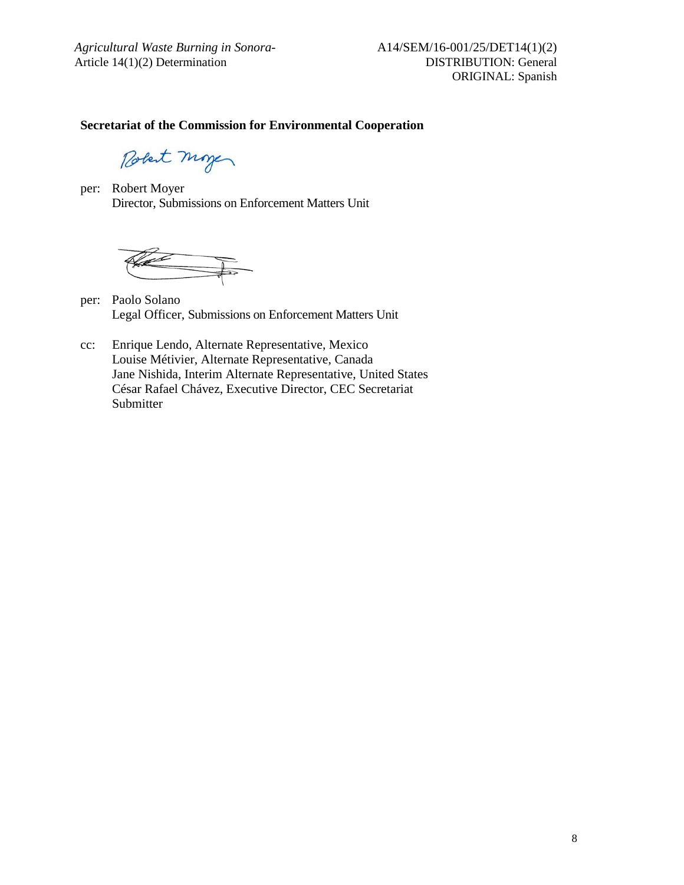**Secretariat of the Commission for Environmental Cooperation**

per: Robert Moyer
Director, Submissions on Enforcement Matters Unit

per: Paolo Solano
Legal Officer, Submissions on Enforcement Matters Unit

cc: Enrique Lendo, Alternate Representative, Mexico
Louise Métivier, Alternate Representative, Canada
Jane Nishida, Interim Alternate Representative, United States
César Rafael Chávez, Executive Director, CEC Secretariat
Submitter